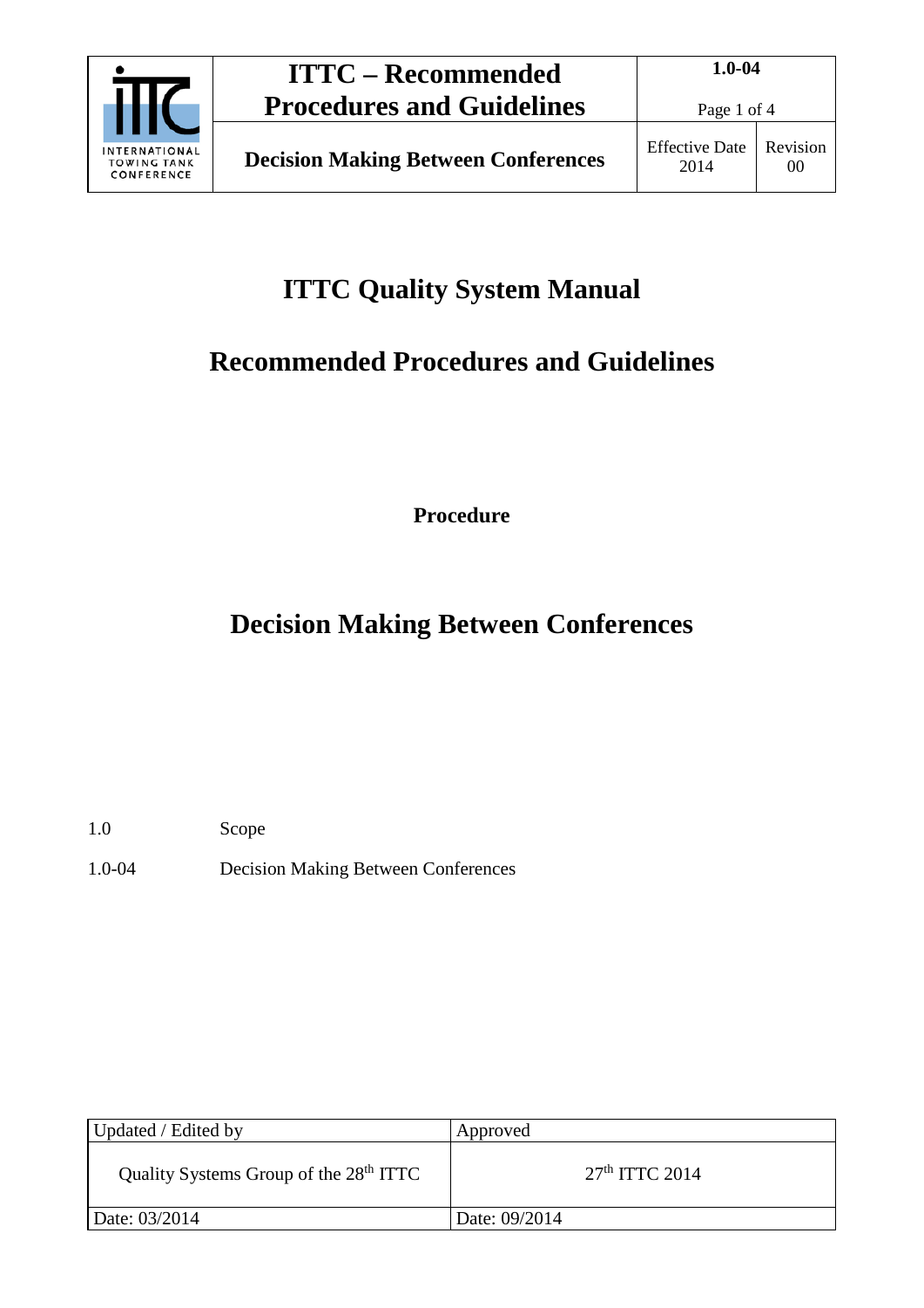# ITTC Quality System Manual

## Recommended Procedures and Guidelines

**Procedure**

# Decision Making Between Conferences

1.0 Scope

1.0-04 Decision Making Between Conferences

| Updated / Edited by | Approved |
|---|---|
| Quality Systems Group of the 28th ITTC | 27th ITTC 2014 |
| Date: 03/2014 | Date: 09/2014 |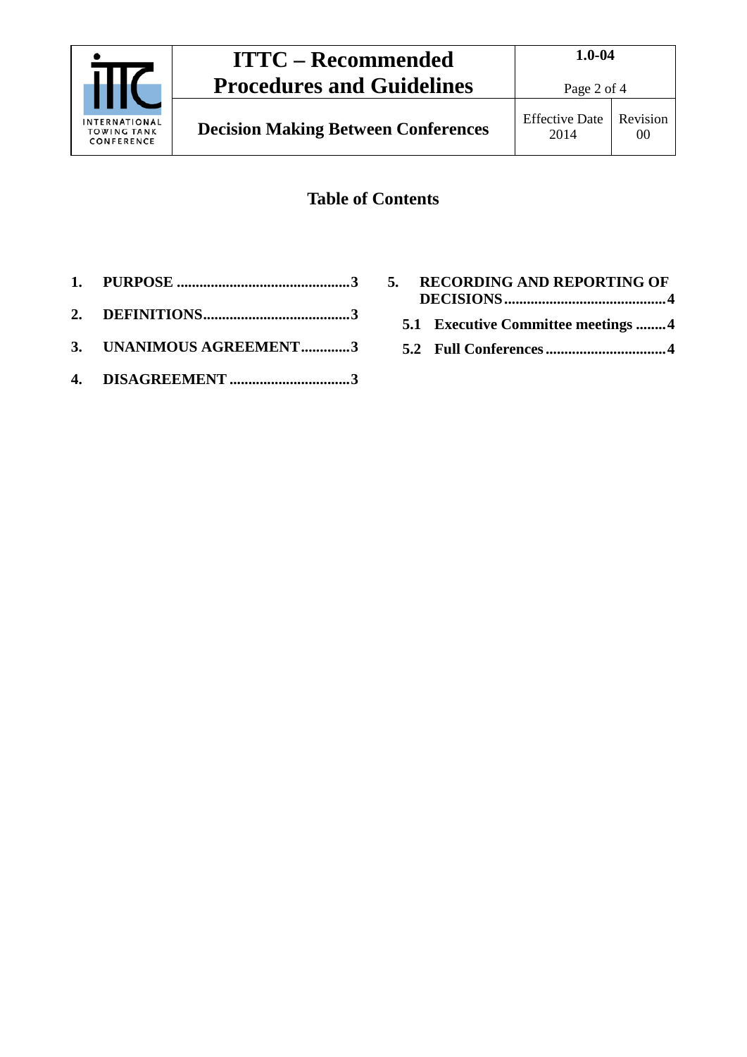## Table of Contents

1. **PURPOSE** ............................................3
2. **DEFINITIONS**......................................3
3. **UNANIMOUS AGREEMENT**............3
4. **DISAGREEMENT** ...............................3
5. **RECORDING AND REPORTING OF DECISIONS**..........................................4
   - **5.1 Executive Committee meetings** ........4
   - **5.2 Full Conferences** ...............................4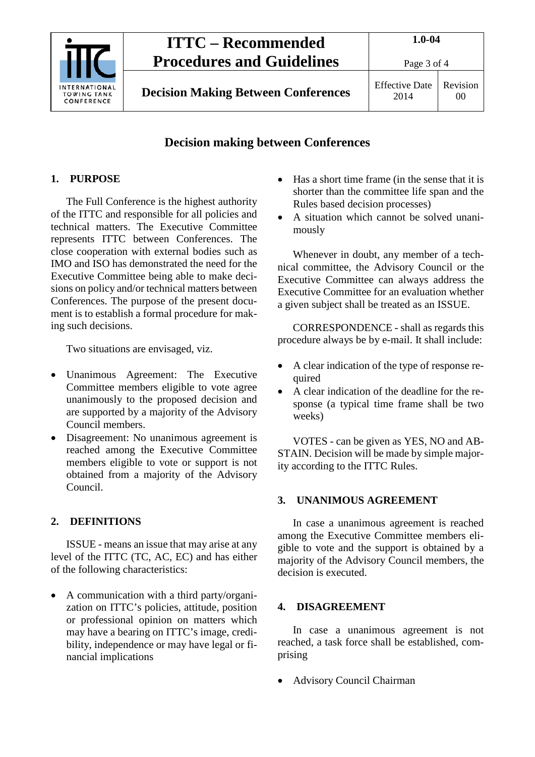# Decision making between Conferences

## 1. PURPOSE

The Full Conference is the highest authority of the ITTC and responsible for all policies and technical matters. The Executive Committee represents ITTC between Conferences. The close cooperation with external bodies such as IMO and ISO has demonstrated the need for the Executive Committee being able to make decisions on policy and/or technical matters between Conferences. The purpose of the present document is to establish a formal procedure for making such decisions.

Two situations are envisaged, viz.

- Unanimous Agreement: The Executive Committee members eligible to vote agree unanimously to the proposed decision and are supported by a majority of the Advisory Council members.
- Disagreement: No unanimous agreement is reached among the Executive Committee members eligible to vote or support is not obtained from a majority of the Advisory Council.

## 2. DEFINITIONS

ISSUE - means an issue that may arise at any level of the ITTC (TC, AC, EC) and has either of the following characteristics:

- A communication with a third party/organization on ITTC's policies, attitude, position or professional opinion on matters which may have a bearing on ITTC's image, credibility, independence or may have legal or financial implications
- Has a short time frame (in the sense that it is shorter than the committee life span and the Rules based decision processes)
- A situation which cannot be solved unanimously

Whenever in doubt, any member of a technical committee, the Advisory Council or the Executive Committee can always address the Executive Committee for an evaluation whether a given subject shall be treated as an ISSUE.

CORRESPONDENCE - shall as regards this procedure always be by e-mail. It shall include:

- A clear indication of the type of response required
- A clear indication of the deadline for the response (a typical time frame shall be two weeks)

VOTES - can be given as YES, NO and ABSTAIN. Decision will be made by simple majority according to the ITTC Rules.

## 3. UNANIMOUS AGREEMENT

In case a unanimous agreement is reached among the Executive Committee members eligible to vote and the support is obtained by a majority of the Advisory Council members, the decision is executed.

## 4. DISAGREEMENT

In case a unanimous agreement is not reached, a task force shall be established, comprising

- Advisory Council Chairman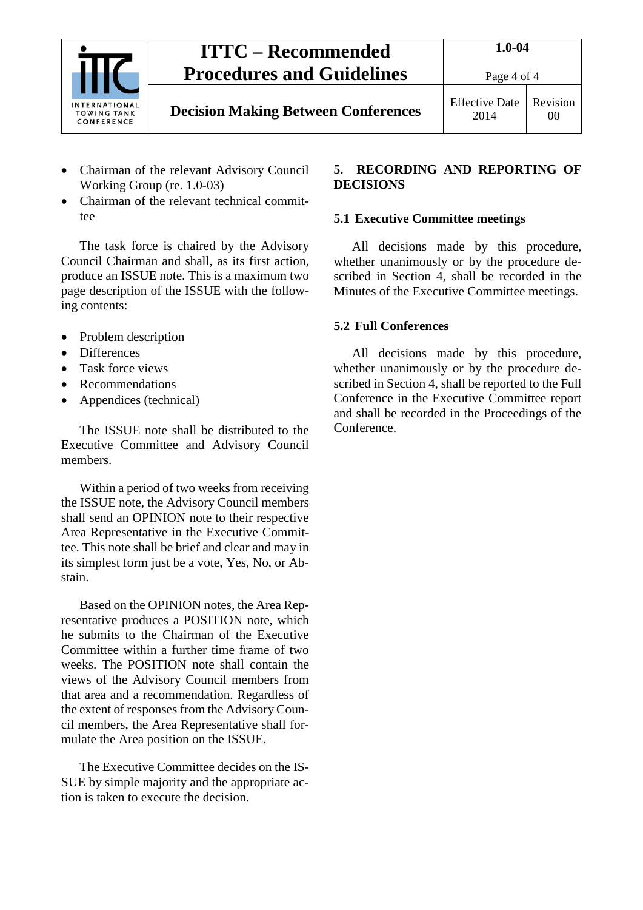- Chairman of the relevant Advisory Council Working Group (re. 1.0-03)
- Chairman of the relevant technical committee

The task force is chaired by the Advisory Council Chairman and shall, as its first action, produce an ISSUE note. This is a maximum two page description of the ISSUE with the following contents:

- Problem description
- Differences
- Task force views
- Recommendations
- Appendices (technical)

The ISSUE note shall be distributed to the Executive Committee and Advisory Council members.

Within a period of two weeks from receiving the ISSUE note, the Advisory Council members shall send an OPINION note to their respective Area Representative in the Executive Committee. This note shall be brief and clear and may in its simplest form just be a vote, Yes, No, or Abstain.

Based on the OPINION notes, the Area Representative produces a POSITION note, which he submits to the Chairman of the Executive Committee within a further time frame of two weeks. The POSITION note shall contain the views of the Advisory Council members from that area and a recommendation. Regardless of the extent of responses from the Advisory Council members, the Area Representative shall formulate the Area position on the ISSUE.

The Executive Committee decides on the ISSUE by simple majority and the appropriate action is taken to execute the decision.

## 5. RECORDING AND REPORTING OF DECISIONS

### 5.1 Executive Committee meetings

All decisions made by this procedure, whether unanimously or by the procedure described in Section 4, shall be recorded in the Minutes of the Executive Committee meetings.

### 5.2 Full Conferences

All decisions made by this procedure, whether unanimously or by the procedure described in Section 4, shall be reported to the Full Conference in the Executive Committee report and shall be recorded in the Proceedings of the Conference.